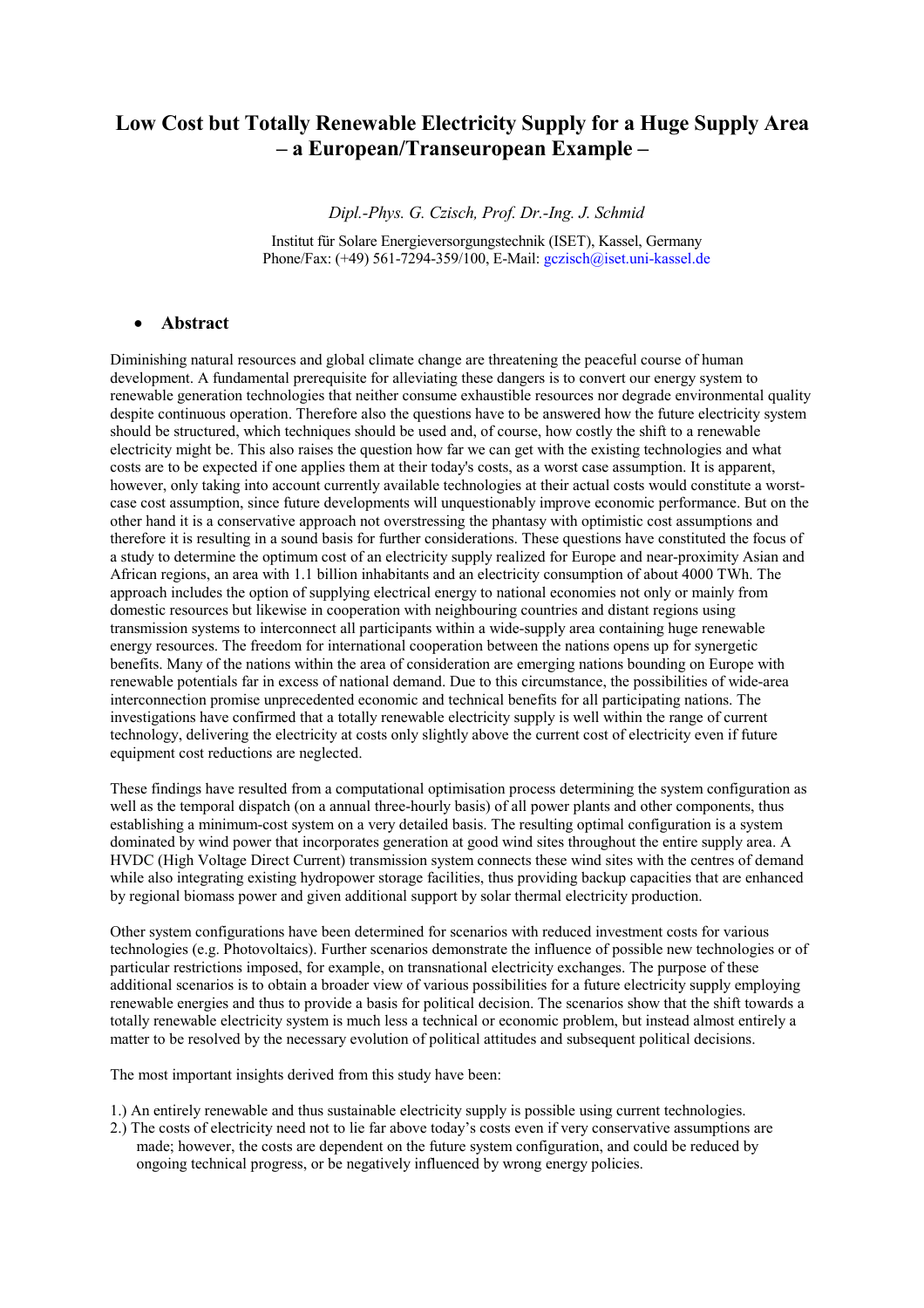# Low Cost but Totally Renewable Electricity Supply for a Huge Supply Area – a European/Transeuropean Example –

*Dipl.-Phys. G. Czisch, Prof. Dr.-Ing. J. Schmid*

Institut für Solare Energieversorgungstechnik (ISET), Kassel, Germany
Phone/Fax: (+49) 561-7294-359/100, E-Mail: gczisch@iset.uni-kassel.de

## Abstract

Diminishing natural resources and global climate change are threatening the peaceful course of human development. A fundamental prerequisite for alleviating these dangers is to convert our energy system to renewable generation technologies that neither consume exhaustible resources nor degrade environmental quality despite continuous operation. Therefore also the questions have to be answered how the future electricity system should be structured, which techniques should be used and, of course, how costly the shift to a renewable electricity might be. This also raises the question how far we can get with the existing technologies and what costs are to be expected if one applies them at their today's costs, as a worst case assumption. It is apparent, however, only taking into account currently available technologies at their actual costs would constitute a worst-case cost assumption, since future developments will unquestionably improve economic performance. But on the other hand it is a conservative approach not overstressing the phantasy with optimistic cost assumptions and therefore it is resulting in a sound basis for further considerations. These questions have constituted the focus of a study to determine the optimum cost of an electricity supply realized for Europe and near-proximity Asian and African regions, an area with 1.1 billion inhabitants and an electricity consumption of about 4000 TWh. The approach includes the option of supplying electrical energy to national economies not only or mainly from domestic resources but likewise in cooperation with neighbouring countries and distant regions using transmission systems to interconnect all participants within a wide-supply area containing huge renewable energy resources. The freedom for international cooperation between the nations opens up for synergetic benefits. Many of the nations within the area of consideration are emerging nations bounding on Europe with renewable potentials far in excess of national demand. Due to this circumstance, the possibilities of wide-area interconnection promise unprecedented economic and technical benefits for all participating nations. The investigations have confirmed that a totally renewable electricity supply is well within the range of current technology, delivering the electricity at costs only slightly above the current cost of electricity even if future equipment cost reductions are neglected.

These findings have resulted from a computational optimisation process determining the system configuration as well as the temporal dispatch (on a annual three-hourly basis) of all power plants and other components, thus establishing a minimum-cost system on a very detailed basis. The resulting optimal configuration is a system dominated by wind power that incorporates generation at good wind sites throughout the entire supply area. A HVDC (High Voltage Direct Current) transmission system connects these wind sites with the centres of demand while also integrating existing hydropower storage facilities, thus providing backup capacities that are enhanced by regional biomass power and given additional support by solar thermal electricity production.

Other system configurations have been determined for scenarios with reduced investment costs for various technologies (e.g. Photovoltaics). Further scenarios demonstrate the influence of possible new technologies or of particular restrictions imposed, for example, on transnational electricity exchanges. The purpose of these additional scenarios is to obtain a broader view of various possibilities for a future electricity supply employing renewable energies and thus to provide a basis for political decision. The scenarios show that the shift towards a totally renewable electricity system is much less a technical or economic problem, but instead almost entirely a matter to be resolved by the necessary evolution of political attitudes and subsequent political decisions.

The most important insights derived from this study have been:

1.) An entirely renewable and thus sustainable electricity supply is possible using current technologies.
2.) The costs of electricity need not to lie far above today's costs even if very conservative assumptions are made; however, the costs are dependent on the future system configuration, and could be reduced by ongoing technical progress, or be negatively influenced by wrong energy policies.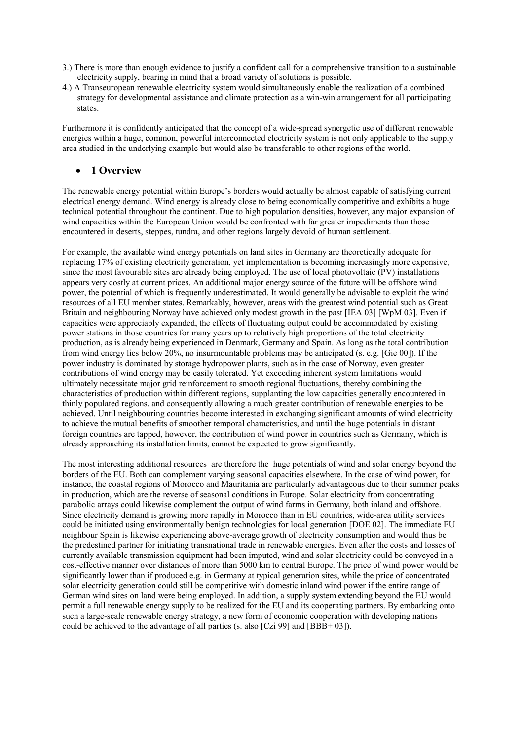3.) There is more than enough evidence to justify a confident call for a comprehensive transition to a sustainable electricity supply, bearing in mind that a broad variety of solutions is possible.

4.) A Transeuropean renewable electricity system would simultaneously enable the realization of a combined strategy for developmental assistance and climate protection as a win-win arrangement for all participating states.

Furthermore it is confidently anticipated that the concept of a wide-spread synergetic use of different renewable energies within a huge, common, powerful interconnected electricity system is not only applicable to the supply area studied in the underlying example but would also be transferable to other regions of the world.

## 1 Overview

The renewable energy potential within Europe's borders would actually be almost capable of satisfying current electrical energy demand. Wind energy is already close to being economically competitive and exhibits a huge technical potential throughout the continent. Due to high population densities, however, any major expansion of wind capacities within the European Union would be confronted with far greater impediments than those encountered in deserts, steppes, tundra, and other regions largely devoid of human settlement.

For example, the available wind energy potentials on land sites in Germany are theoretically adequate for replacing 17% of existing electricity generation, yet implementation is becoming increasingly more expensive, since the most favourable sites are already being employed. The use of local photovoltaic (PV) installations appears very costly at current prices. An additional major energy source of the future will be offshore wind power, the potential of which is frequently underestimated. It would generally be advisable to exploit the wind resources of all EU member states. Remarkably, however, areas with the greatest wind potential such as Great Britain and neighbouring Norway have achieved only modest growth in the past [IEA 03] [WpM 03]. Even if capacities were appreciably expanded, the effects of fluctuating output could be accommodated by existing power stations in those countries for many years up to relatively high proportions of the total electricity production, as is already being experienced in Denmark, Germany and Spain. As long as the total contribution from wind energy lies below 20%, no insurmountable problems may be anticipated (s. e.g. [Gie 00]). If the power industry is dominated by storage hydropower plants, such as in the case of Norway, even greater contributions of wind energy may be easily tolerated. Yet exceeding inherent system limitations would ultimately necessitate major grid reinforcement to smooth regional fluctuations, thereby combining the characteristics of production within different regions, supplanting the low capacities generally encountered in thinly populated regions, and consequently allowing a much greater contribution of renewable energies to be achieved. Until neighbouring countries become interested in exchanging significant amounts of wind electricity to achieve the mutual benefits of smoother temporal characteristics, and until the huge potentials in distant foreign countries are tapped, however, the contribution of wind power in countries such as Germany, which is already approaching its installation limits, cannot be expected to grow significantly.

The most interesting additional resources are therefore the huge potentials of wind and solar energy beyond the borders of the EU. Both can complement varying seasonal capacities elsewhere. In the case of wind power, for instance, the coastal regions of Morocco and Mauritania are particularly advantageous due to their summer peaks in production, which are the reverse of seasonal conditions in Europe. Solar electricity from concentrating parabolic arrays could likewise complement the output of wind farms in Germany, both inland and offshore. Since electricity demand is growing more rapidly in Morocco than in EU countries, wide-area utility services could be initiated using environmentally benign technologies for local generation [DOE 02]. The immediate EU neighbour Spain is likewise experiencing above-average growth of electricity consumption and would thus be the predestined partner for initiating transnational trade in renewable energies. Even after the costs and losses of currently available transmission equipment had been imputed, wind and solar electricity could be conveyed in a cost-effective manner over distances of more than 5000 km to central Europe. The price of wind power would be significantly lower than if produced e.g. in Germany at typical generation sites, while the price of concentrated solar electricity generation could still be competitive with domestic inland wind power if the entire range of German wind sites on land were being employed. In addition, a supply system extending beyond the EU would permit a full renewable energy supply to be realized for the EU and its cooperating partners. By embarking onto such a large-scale renewable energy strategy, a new form of economic cooperation with developing nations could be achieved to the advantage of all parties (s. also [Czi 99] and [BBB+ 03]).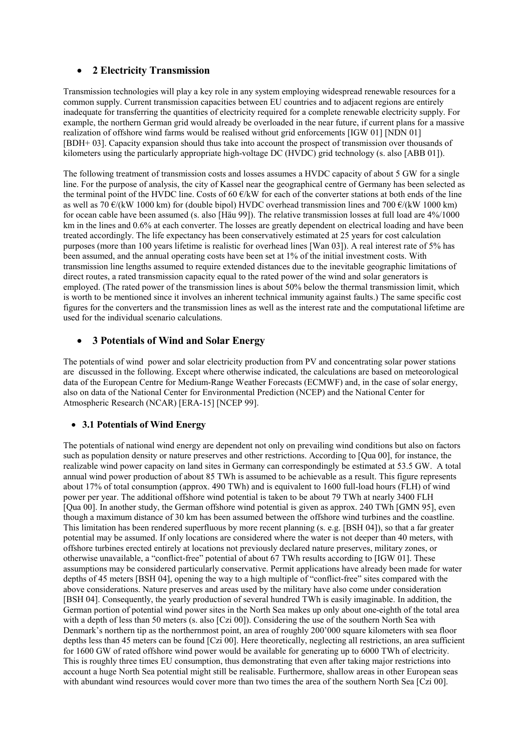## 2 Electricity Transmission

Transmission technologies will play a key role in any system employing widespread renewable resources for a common supply. Current transmission capacities between EU countries and to adjacent regions are entirely inadequate for transferring the quantities of electricity required for a complete renewable electricity supply. For example, the northern German grid would already be overloaded in the near future, if current plans for a massive realization of offshore wind farms would be realised without grid enforcements [IGW 01] [NDN 01] [BDH+ 03]. Capacity expansion should thus take into account the prospect of transmission over thousands of kilometers using the particularly appropriate high-voltage DC (HVDC) grid technology (s. also [ABB 01]).

The following treatment of transmission costs and losses assumes a HVDC capacity of about 5 GW for a single line. For the purpose of analysis, the city of Kassel near the geographical centre of Germany has been selected as the terminal point of the HVDC line. Costs of 60 €/kW for each of the converter stations at both ends of the line as well as 70 €/(kW 1000 km) for (double bipol) HVDC overhead transmission lines and 700 €/(kW 1000 km) for ocean cable have been assumed (s. also [Hä 99]). The relative transmission losses at full load are 4%/1000 km in the lines and 0.6% at each converter. The losses are greatly dependent on electrical loading and have been treated accordingly. The life expectancy has been conservatively estimated at 25 years for cost calculation purposes (more than 100 years lifetime is realistic for overhead lines [Wan 03]). A real interest rate of 5% has been assumed, and the annual operating costs have been set at 1% of the initial investment costs. With transmission line lengths assumed to require extended distances due to the inevitable geographic limitations of direct routes, a rated transmission capacity equal to the rated power of the wind and solar generators is employed. (The rated power of the transmission lines is about 50% below the thermal transmission limit, which is worth to be mentioned since it involves an inherent technical immunity against faults.) The same specific cost figures for the converters and the transmission lines as well as the interest rate and the computational lifetime are used for the individual scenario calculations.

## 3 Potentials of Wind and Solar Energy

The potentials of wind power and solar electricity production from PV and concentrating solar power stations are discussed in the following. Except where otherwise indicated, the calculations are based on meteorological data of the European Centre for Medium-Range Weather Forecasts (ECMWF) and, in the case of solar energy, also on data of the National Center for Environmental Prediction (NCEP) and the National Center for Atmospheric Research (NCAR) [ERA-15] [NCEP 99].

### 3.1 Potentials of Wind Energy

The potentials of national wind energy are dependent not only on prevailing wind conditions but also on factors such as population density or nature preserves and other restrictions. According to [Qua 00], for instance, the realizable wind power capacity on land sites in Germany can correspondingly be estimated at 53.5 GW. A total annual wind power production of about 85 TWh is assumed to be achievable as a result. This figure represents about 17% of total consumption (approx. 490 TWh) and is equivalent to 1600 full-load hours (FLH) of wind power per year. The additional offshore wind potential is taken to be about 79 TWh at nearly 3400 FLH [Qua 00]. In another study, the German offshore wind potential is given as approx. 240 TWh [GMN 95], even though a maximum distance of 30 km has been assumed between the offshore wind turbines and the coastline. This limitation has been rendered superfluous by more recent planning (s. e.g. [BSH 04]), so that a far greater potential may be assumed. If only locations are considered where the water is not deeper than 40 meters, with offshore turbines erected entirely at locations not previously declared nature preserves, military zones, or otherwise unavailable, a "conflict-free" potential of about 67 TWh results according to [IGW 01]. These assumptions may be considered particularly conservative. Permit applications have already been made for water depths of 45 meters [BSH 04], opening the way to a high multiple of "conflict-free" sites compared with the above considerations. Nature preserves and areas used by the military have also come under consideration [BSH 04]. Consequently, the yearly production of several hundred TWh is easily imaginable. In addition, the German portion of potential wind power sites in the North Sea makes up only about one-eighth of the total area with a depth of less than 50 meters (s. also [Czi 00]). Considering the use of the southern North Sea with Denmark's northern tip as the northernmost point, an area of roughly 200'000 square kilometers with sea floor depths less than 45 meters can be found [Czi 00]. Here theoretically, neglecting all restrictions, an area sufficient for 1600 GW of rated offshore wind power would be available for generating up to 6000 TWh of electricity. This is roughly three times EU consumption, thus demonstrating that even after taking major restrictions into account a huge North Sea potential might still be realisable. Furthermore, shallow areas in other European seas with abundant wind resources would cover more than two times the area of the southern North Sea [Czi 00].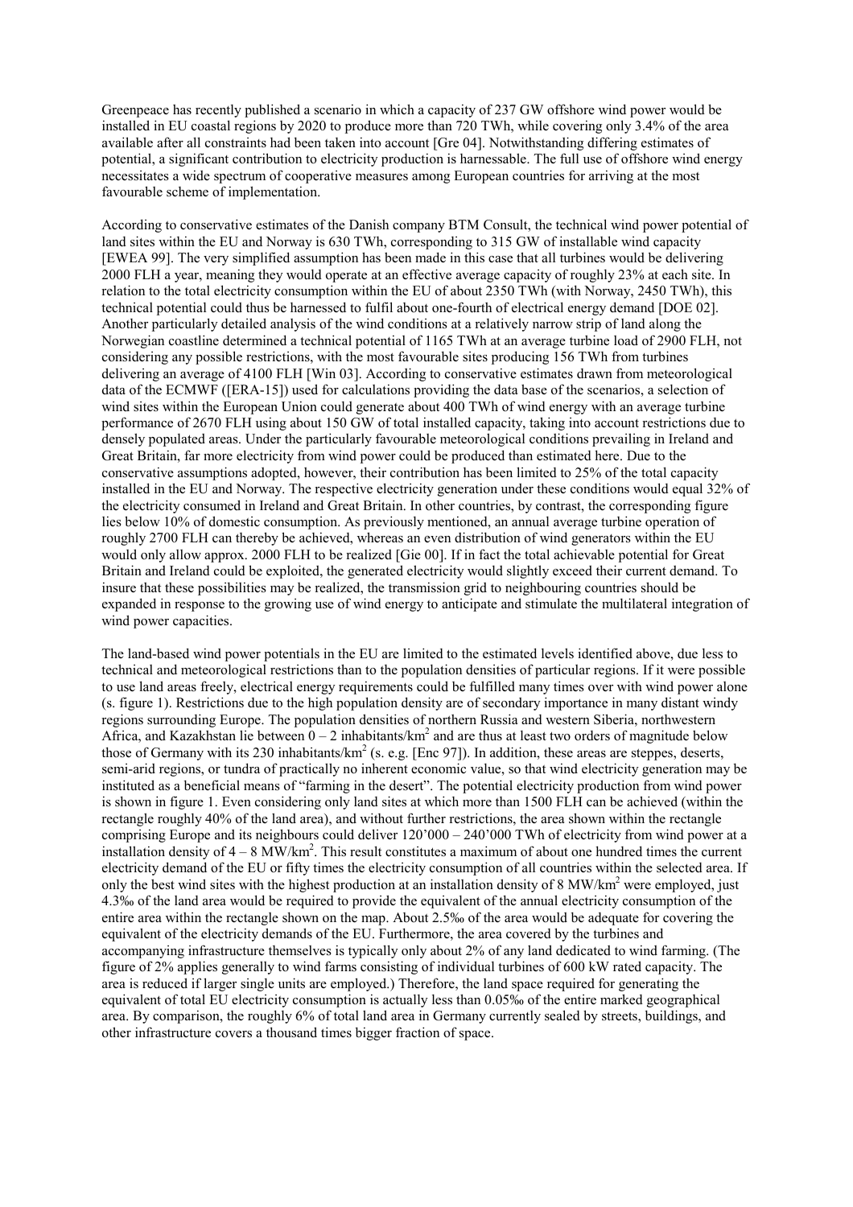Greenpeace has recently published a scenario in which a capacity of 237 GW offshore wind power would be installed in EU coastal regions by 2020 to produce more than 720 TWh, while covering only 3.4% of the area available after all constraints had been taken into account [Gre 04]. Notwithstanding differing estimates of potential, a significant contribution to electricity production is harnessable. The full use of offshore wind energy necessitates a wide spectrum of cooperative measures among European countries for arriving at the most favourable scheme of implementation.

According to conservative estimates of the Danish company BTM Consult, the technical wind power potential of land sites within the EU and Norway is 630 TWh, corresponding to 315 GW of installable wind capacity [EWEA 99]. The very simplified assumption has been made in this case that all turbines would be delivering 2000 FLH a year, meaning they would operate at an effective average capacity of roughly 23% at each site. In relation to the total electricity consumption within the EU of about 2350 TWh (with Norway, 2450 TWh), this technical potential could thus be harnessed to fulfil about one-fourth of electrical energy demand [DOE 02]. Another particularly detailed analysis of the wind conditions at a relatively narrow strip of land along the Norwegian coastline determined a technical potential of 1165 TWh at an average turbine load of 2900 FLH, not considering any possible restrictions, with the most favourable sites producing 156 TWh from turbines delivering an average of 4100 FLH [Win 03]. According to conservative estimates drawn from meteorological data of the ECMWF ([ERA-15]) used for calculations providing the data base of the scenarios, a selection of wind sites within the European Union could generate about 400 TWh of wind energy with an average turbine performance of 2670 FLH using about 150 GW of total installed capacity, taking into account restrictions due to densely populated areas. Under the particularly favourable meteorological conditions prevailing in Ireland and Great Britain, far more electricity from wind power could be produced than estimated here. Due to the conservative assumptions adopted, however, their contribution has been limited to 25% of the total capacity installed in the EU and Norway. The respective electricity generation under these conditions would equal 32% of the electricity consumed in Ireland and Great Britain. In other countries, by contrast, the corresponding figure lies below 10% of domestic consumption. As previously mentioned, an annual average turbine operation of roughly 2700 FLH can thereby be achieved, whereas an even distribution of wind generators within the EU would only allow approx. 2000 FLH to be realized [Gie 00]. If in fact the total achievable potential for Great Britain and Ireland could be exploited, the generated electricity would slightly exceed their current demand. To insure that these possibilities may be realized, the transmission grid to neighbouring countries should be expanded in response to the growing use of wind energy to anticipate and stimulate the multilateral integration of wind power capacities.

The land-based wind power potentials in the EU are limited to the estimated levels identified above, due less to technical and meteorological restrictions than to the population densities of particular regions. If it were possible to use land areas freely, electrical energy requirements could be fulfilled many times over with wind power alone (s. figure 1). Restrictions due to the high population density are of secondary importance in many distant windy regions surrounding Europe. The population densities of northern Russia and western Siberia, northwestern Africa, and Kazakhstan lie between 0 – 2 inhabitants/km$^2$ and are thus at least two orders of magnitude below those of Germany with its 230 inhabitants/km$^2$ (s. e.g. [Enc 97]). In addition, these areas are steppes, deserts, semi-arid regions, or tundra of practically no inherent economic value, so that wind electricity generation may be instituted as a beneficial means of "farming in the desert". The potential electricity production from wind power is shown in figure 1. Even considering only land sites at which more than 1500 FLH can be achieved (within the rectangle roughly 40% of the land area), and without further restrictions, the area shown within the rectangle comprising Europe and its neighbours could deliver 120'000 – 240'000 TWh of electricity from wind power at a installation density of 4 – 8 MW/km$^2$. This result constitutes a maximum of about one hundred times the current electricity demand of the EU or fifty times the electricity consumption of all countries within the selected area. If only the best wind sites with the highest production at an installation density of 8 MW/km$^2$ were employed, just 4.3‰ of the land area would be required to provide the equivalent of the annual electricity consumption of the entire area within the rectangle shown on the map. About 2.5‰ of the area would be adequate for covering the equivalent of the electricity demands of the EU. Furthermore, the area covered by the turbines and accompanying infrastructure themselves is typically only about 2% of any land dedicated to wind farming. (The figure of 2% applies generally to wind farms consisting of individual turbines of 600 kW rated capacity. The area is reduced if larger single units are employed.) Therefore, the land space required for generating the equivalent of total EU electricity consumption is actually less than 0.05‰ of the entire marked geographical area. By comparison, the roughly 6% of total land area in Germany currently sealed by streets, buildings, and other infrastructure covers a thousand times bigger fraction of space.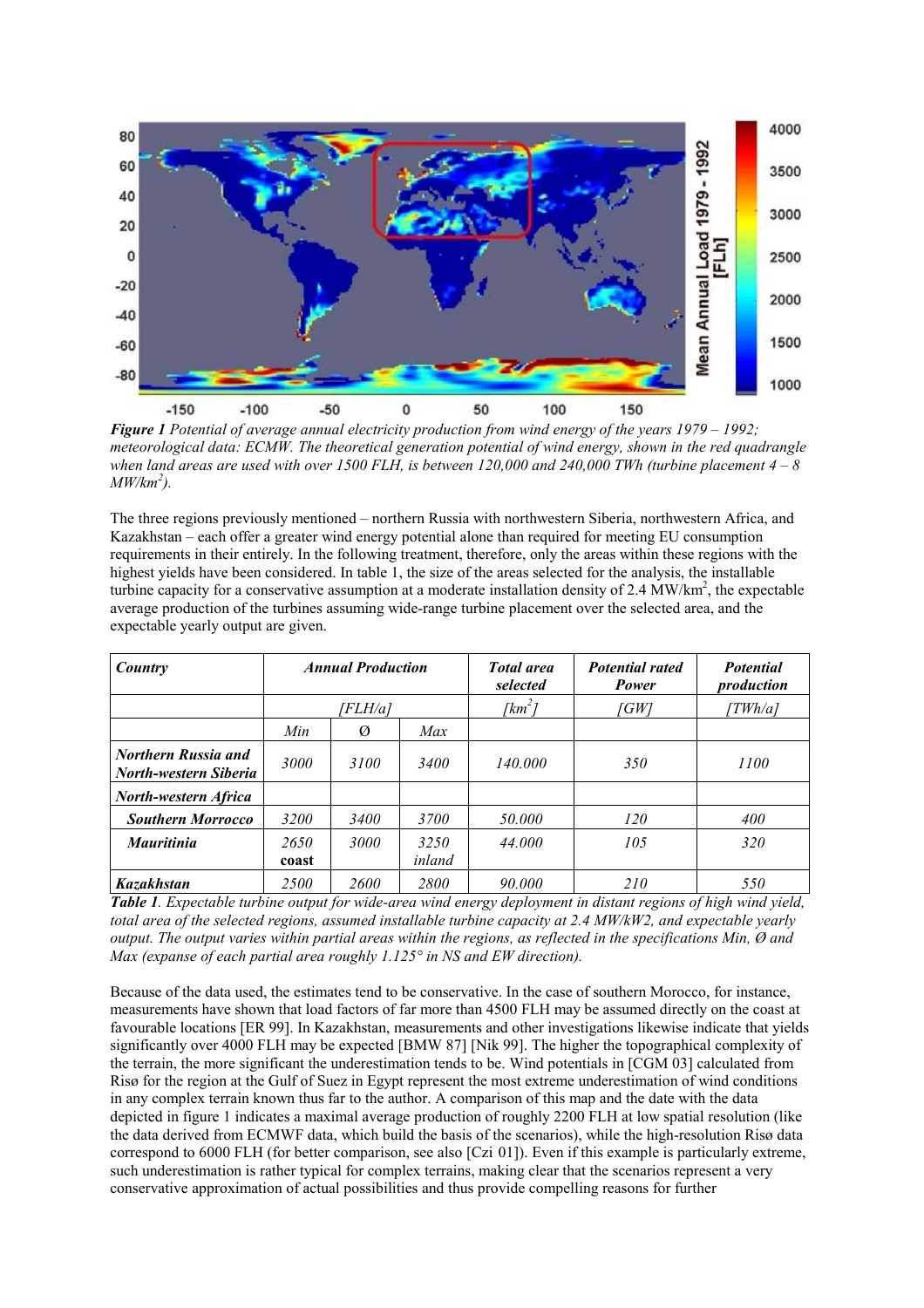**Figure 1** *Potential of average annual electricity production from wind energy of the years 1979 – 1992; meteorological data: ECMW. The theoretical generation potential of wind energy, shown in the red quadrangle when land areas are used with over 1500 FLH, is between 120,000 and 240,000 TWh (turbine placement 4 – 8 MW/km$^2$).*

The three regions previously mentioned – northern Russia with northwestern Siberia, northwestern Africa, and Kazakhstan – each offer a greater wind energy potential alone than required for meeting EU consumption requirements in their entirely. In the following treatment, therefore, only the areas within these regions with the highest yields have been considered. In table 1, the size of the areas selected for the analysis, the installable turbine capacity for a conservative assumption at a moderate installation density of 2.4 MW/km$^2$, the expectable average production of the turbines assuming wide-range turbine placement over the selected area, and the expectable yearly output are given.

| *Country* | *Annual Production* | | | *Total area selected* | *Potential rated Power* | *Potential production* |
|---|---|---|---|---|---|---|
| | *[FLH/a]* | | | *[km$^2$]* | *[GW]* | *[TWh/a]* |
| | *Min* | *Ø* | *Max* | | | |
| ***Northern Russia and North-western Siberia*** | *3000* | *3100* | *3400* | *140.000* | *350* | *1100* |
| ***North-western Africa*** | | | | | | |
| ***Southern Morrocco*** | *3200* | *3400* | *3700* | *50.000* | *120* | *400* |
| ***Mauritinia*** | *2650* **coast** | *3000* | *3250 inland* | *44.000* | *105* | *320* |
| ***Kazakhstan*** | *2500* | *2600* | *2800* | *90.000* | *210* | *550* |

***Table 1****. Expectable turbine output for wide-area wind energy deployment in distant regions of high wind yield, total area of the selected regions, assumed installable turbine capacity at 2.4 MW/kW2, and expectable yearly output. The output varies within partial areas within the regions, as reflected in the specifications Min, Ø and Max (expanse of each partial area roughly 1.125° in NS and EW direction).*

Because of the data used, the estimates tend to be conservative. In the case of southern Morocco, for instance, measurements have shown that load factors of far more than 4500 FLH may be assumed directly on the coast at favourable locations [ER 99]. In Kazakhstan, measurements and other investigations likewise indicate that yields significantly over 4000 FLH may be expected [BMW 87] [Nik 99]. The higher the topographical complexity of the terrain, the more significant the underestimation tends to be. Wind potentials in [CGM 03] calculated from Risø for the region at the Gulf of Suez in Egypt represent the most extreme underestimation of wind conditions in any complex terrain known thus far to the author. A comparison of this map and the date with the data depicted in figure 1 indicates a maximal average production of roughly 2200 FLH at low spatial resolution (like the data derived from ECMWF data, which build the basis of the scenarios), while the high-resolution Risø data correspond to 6000 FLH (for better comparison, see also [Czi 01]). Even if this example is particularly extreme, such underestimation is rather typical for complex terrains, making clear that the scenarios represent a very conservative approximation of actual possibilities and thus provide compelling reasons for further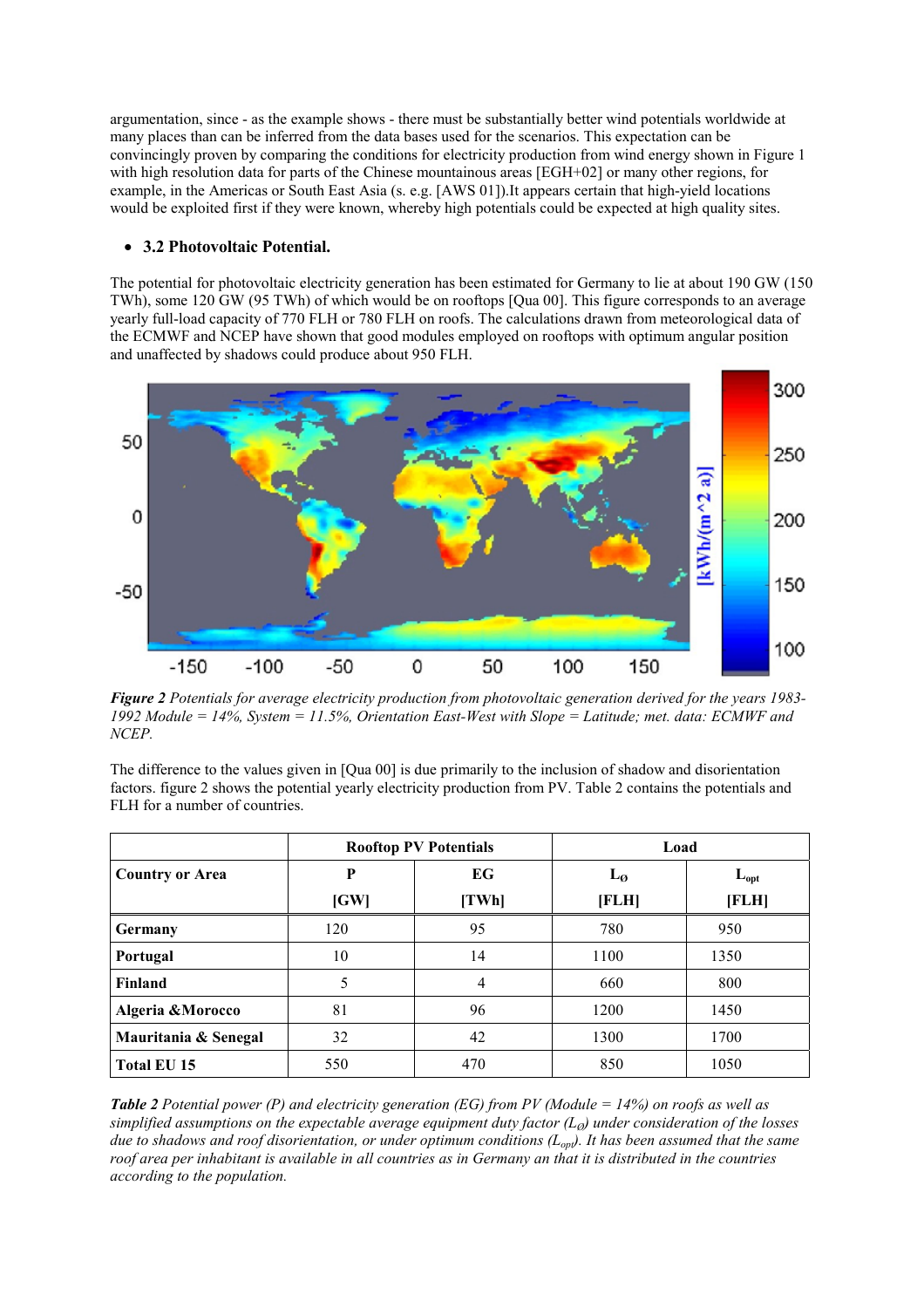argumentation, since - as the example shows - there must be substantially better wind potentials worldwide at many places than can be inferred from the data bases used for the scenarios. This expectation can be convincingly proven by comparing the conditions for electricity production from wind energy shown in Figure 1 with high resolution data for parts of the Chinese mountainous areas [EGH+02] or many other regions, for example, in the Americas or South East Asia (s. e.g. [AWS 01]).It appears certain that high-yield locations would be exploited first if they were known, whereby high potentials could be expected at high quality sites.

- **3.2 Photovoltaic Potential.**

The potential for photovoltaic electricity generation has been estimated for Germany to lie at about 190 GW (150 TWh), some 120 GW (95 TWh) of which would be on rooftops [Qua 00]. This figure corresponds to an average yearly full-load capacity of 770 FLH or 780 FLH on roofs. The calculations drawn from meteorological data of the ECMWF and NCEP have shown that good modules employed on rooftops with optimum angular position and unaffected by shadows could produce about 950 FLH.

***Figure 2*** *Potentials for average electricity production from photovoltaic generation derived for the years 1983-1992 Module = 14%, System = 11.5%, Orientation East-West with Slope = Latitude; met. data: ECMWF and NCEP.*

The difference to the values given in [Qua 00] is due primarily to the inclusion of shadow and disorientation factors. figure 2 shows the potential yearly electricity production from PV. Table 2 contains the potentials and FLH for a number of countries.

| | Rooftop PV Potentials | | Load | |
|---|---|---|---|---|
| **Country or Area** | **P [GW]** | **EG [TWh]** | **$L_Ø$ [FLH]** | **$L_{opt}$ [FLH]** |
| **Germany** | 120 | 95 | 780 | 950 |
| **Portugal** | 10 | 14 | 1100 | 1350 |
| **Finland** | 5 | 4 | 660 | 800 |
| **Algeria &Morocco** | 81 | 96 | 1200 | 1450 |
| **Mauritania & Senegal** | 32 | 42 | 1300 | 1700 |
| **Total EU 15** | 550 | 470 | 850 | 1050 |

***Table 2*** *Potential power (P) and electricity generation (EG) from PV (Module = 14%) on roofs as well as simplified assumptions on the expectable average equipment duty factor ($L_Ø$) under consideration of the losses due to shadows and roof disorientation, or under optimum conditions ($L_{opt}$). It has been assumed that the same roof area per inhabitant is available in all countries as in Germany an that it is distributed in the countries according to the population.*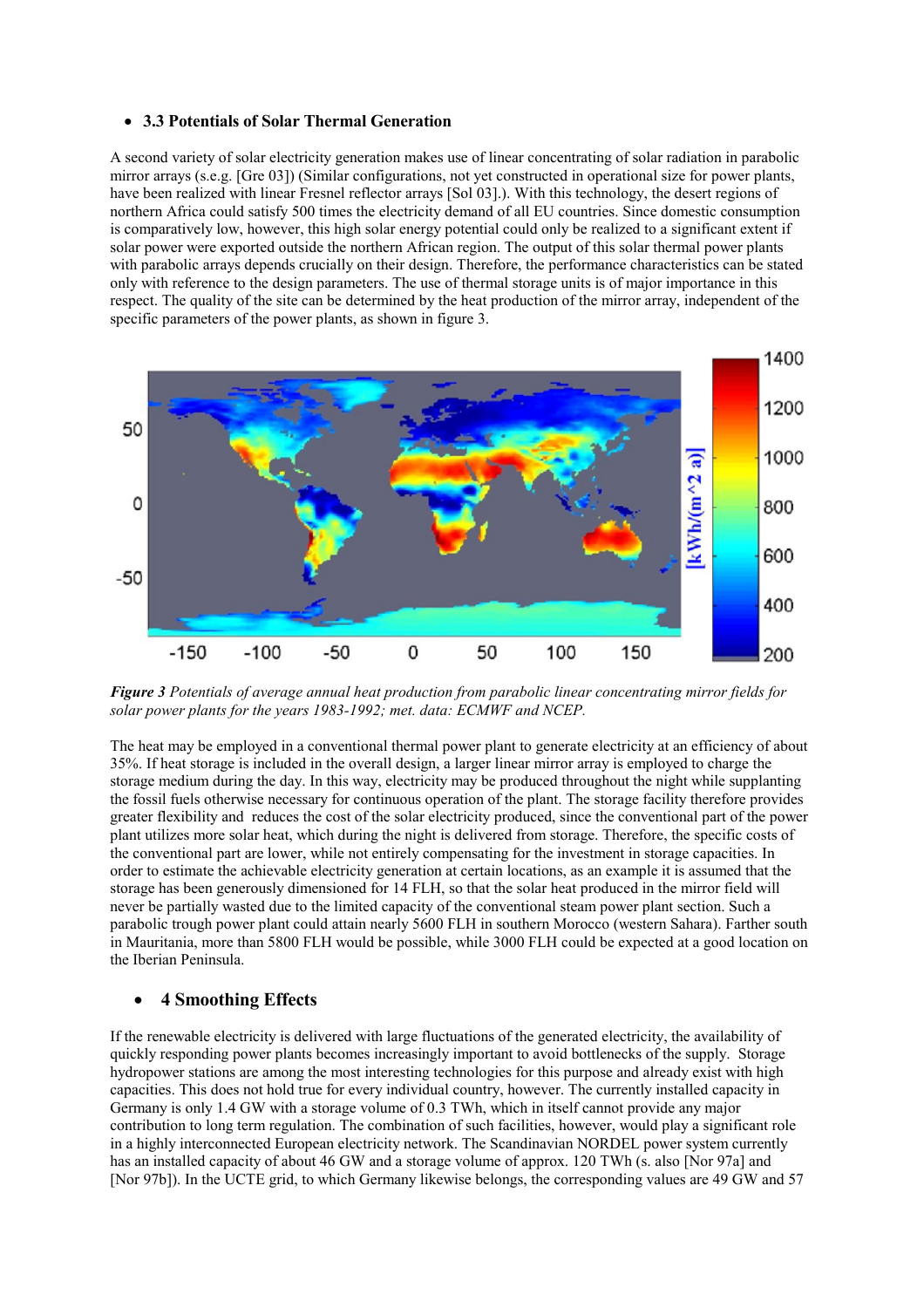- **3.3 Potentials of Solar Thermal Generation**

A second variety of solar electricity generation makes use of linear concentrating of solar radiation in parabolic mirror arrays (s.e.g. [Gre 03]) (Similar configurations, not yet constructed in operational size for power plants, have been realized with linear Fresnel reflector arrays [Sol 03].). With this technology, the desert regions of northern Africa could satisfy 500 times the electricity demand of all EU countries. Since domestic consumption is comparatively low, however, this high solar energy potential could only be realized to a significant extent if solar power were exported outside the northern African region. The output of this solar thermal power plants with parabolic arrays depends crucially on their design. Therefore, the performance characteristics can be stated only with reference to the design parameters. The use of thermal storage units is of major importance in this respect. The quality of the site can be determined by the heat production of the mirror array, independent of the specific parameters of the power plants, as shown in figure 3.

***Figure 3*** *Potentials of average annual heat production from parabolic linear concentrating mirror fields for solar power plants for the years 1983-1992; met. data: ECMWF and NCEP.*

The heat may be employed in a conventional thermal power plant to generate electricity at an efficiency of about 35%. If heat storage is included in the overall design, a larger linear mirror array is employed to charge the storage medium during the day. In this way, electricity may be produced throughout the night while supplanting the fossil fuels otherwise necessary for continuous operation of the plant. The storage facility therefore provides greater flexibility and reduces the cost of the solar electricity produced, since the conventional part of the power plant utilizes more solar heat, which during the night is delivered from storage. Therefore, the specific costs of the conventional part are lower, while not entirely compensating for the investment in storage capacities. In order to estimate the achievable electricity generation at certain locations, as an example it is assumed that the storage has been generously dimensioned for 14 FLH, so that the solar heat produced in the mirror field will never be partially wasted due to the limited capacity of the conventional steam power plant section. Such a parabolic trough power plant could attain nearly 5600 FLH in southern Morocco (western Sahara). Farther south in Mauritania, more than 5800 FLH would be possible, while 3000 FLH could be expected at a good location on the Iberian Peninsula.

- **4 Smoothing Effects**

If the renewable electricity is delivered with large fluctuations of the generated electricity, the availability of quickly responding power plants becomes increasingly important to avoid bottlenecks of the supply. Storage hydropower stations are among the most interesting technologies for this purpose and already exist with high capacities. This does not hold true for every individual country, however. The currently installed capacity in Germany is only 1.4 GW with a storage volume of 0.3 TWh, which in itself cannot provide any major contribution to long term regulation. The combination of such facilities, however, would play a significant role in a highly interconnected European electricity network. The Scandinavian NORDEL power system currently has an installed capacity of about 46 GW and a storage volume of approx. 120 TWh (s. also [Nor 97a] and [Nor 97b]). In the UCTE grid, to which Germany likewise belongs, the corresponding values are 49 GW and 57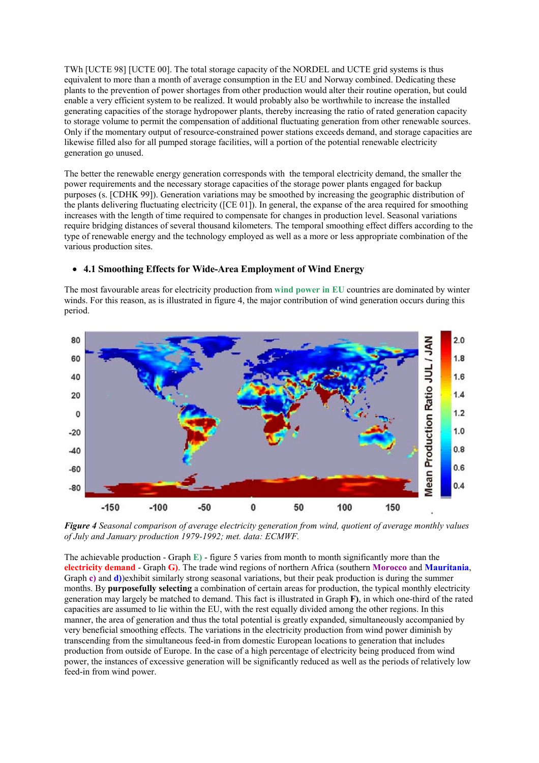TWh [UCTE 98] [UCTE 00]. The total storage capacity of the NORDEL and UCTE grid systems is thus equivalent to more than a month of average consumption in the EU and Norway combined. Dedicating these plants to the prevention of power shortages from other production would alter their routine operation, but could enable a very efficient system to be realized. It would probably also be worthwhile to increase the installed generating capacities of the storage hydropower plants, thereby increasing the ratio of rated generation capacity to storage volume to permit the compensation of additional fluctuating generation from other renewable sources. Only if the momentary output of resource-constrained power stations exceeds demand, and storage capacities are likewise filled also for all pumped storage facilities, will a portion of the potential renewable electricity generation go unused.

The better the renewable energy generation corresponds with the temporal electricity demand, the smaller the power requirements and the necessary storage capacities of the storage power plants engaged for backup purposes (s. [CDHK 99]). Generation variations may be smoothed by increasing the geographic distribution of the plants delivering fluctuating electricity ([CE 01]). In general, the expanse of the area required for smoothing increases with the length of time required to compensate for changes in production level. Seasonal variations require bridging distances of several thousand kilometers. The temporal smoothing effect differs according to the type of renewable energy and the technology employed as well as a more or less appropriate combination of the various production sites.

- **4.1 Smoothing Effects for Wide-Area Employment of Wind Energy**

The most favourable areas for electricity production from **wind power in EU** countries are dominated by winter winds. For this reason, as is illustrated in figure 4, the major contribution of wind generation occurs during this period.

***Figure 4*** *Seasonal comparison of average electricity generation from wind, quotient of average monthly values of July and January production 1979-1992; met. data: ECMWF.*

The achievable production - Graph **E)** - figure 5 varies from month to month significantly more than the **electricity demand** - Graph **G)**. The trade wind regions of northern Africa (southern **Morocco** and **Mauritania**, Graph **c)** and **d)**)exhibit similarly strong seasonal variations, but their peak production is during the summer months. By **purposefully selecting** a combination of certain areas for production, the typical monthly electricity generation may largely be matched to demand. This fact is illustrated in Graph **F)**, in which one-third of the rated capacities are assumed to lie within the EU, with the rest equally divided among the other regions. In this manner, the area of generation and thus the total potential is greatly expanded, simultaneously accompanied by very beneficial smoothing effects. The variations in the electricity production from wind power diminish by transcending from the simultaneous feed-in from domestic European locations to generation that includes production from outside of Europe. In the case of a high percentage of electricity being produced from wind power, the instances of excessive generation will be significantly reduced as well as the periods of relatively low feed-in from wind power.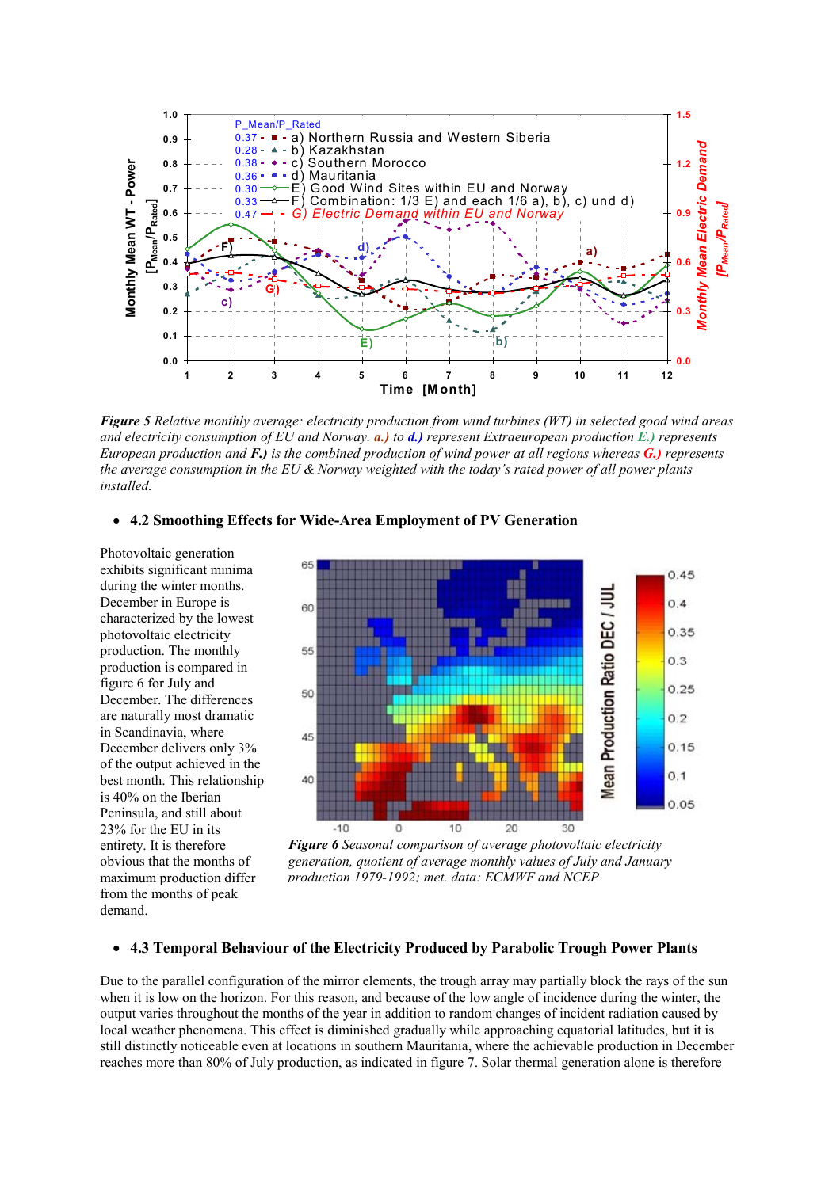***Figure 5*** *Relative monthly average: electricity production from wind turbines (WT) in selected good wind areas and electricity consumption of EU and Norway.* ***a.)*** *to* ***d.)*** *represent Extraeuropean production* ***E.)*** *represents European production and* ***F.)*** *is the combined production of wind power at all regions whereas* ***G.)*** *represents the average consumption in the EU & Norway weighted with the today's rated power of all power plants installed.*

- **4.2 Smoothing Effects for Wide-Area Employment of PV Generation**

Photovoltaic generation exhibits significant minima during the winter months. December in Europe is characterized by the lowest photovoltaic electricity production. The monthly production is compared in figure 6 for July and December. The differences are naturally most dramatic in Scandinavia, where December delivers only 3% of the output achieved in the best month. This relationship is 40% on the Iberian Peninsula, and still about 23% for the EU in its entirety. It is therefore obvious that the months of maximum production differ from the months of peak demand.

***Figure 6*** *Seasonal comparison of average photovoltaic electricity generation, quotient of average monthly values of July and January production 1979-1992; met. data: ECMWF and NCEP*

- **4.3 Temporal Behaviour of the Electricity Produced by Parabolic Trough Power Plants**

Due to the parallel configuration of the mirror elements, the trough array may partially block the rays of the sun when it is low on the horizon. For this reason, and because of the low angle of incidence during the winter, the output varies throughout the months of the year in addition to random changes of incident radiation caused by local weather phenomena. This effect is diminished gradually while approaching equatorial latitudes, but it is still distinctly noticeable even at locations in southern Mauritania, where the achievable production in December reaches more than 80% of July production, as indicated in figure 7. Solar thermal generation alone is therefore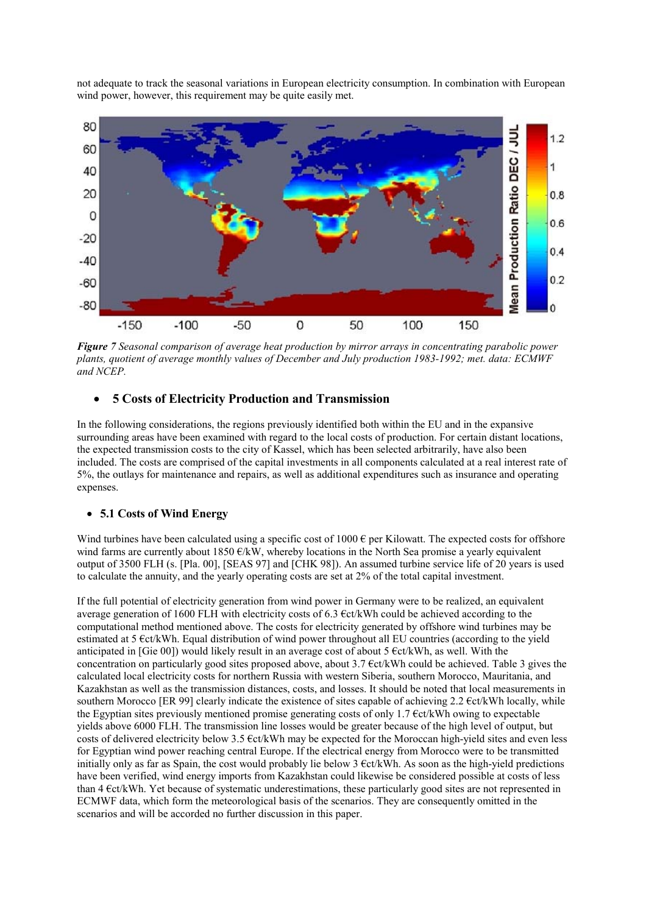not adequate to track the seasonal variations in European electricity consumption. In combination with European wind power, however, this requirement may be quite easily met.

***Figure 7*** *Seasonal comparison of average heat production by mirror arrays in concentrating parabolic power plants, quotient of average monthly values of December and July production 1983-1992; met. data: ECMWF and NCEP.*

## 5 Costs of Electricity Production and Transmission

In the following considerations, the regions previously identified both within the EU and in the expansive surrounding areas have been examined with regard to the local costs of production. For certain distant locations, the expected transmission costs to the city of Kassel, which has been selected arbitrarily, have also been included. The costs are comprised of the capital investments in all components calculated at a real interest rate of 5%, the outlays for maintenance and repairs, as well as additional expenditures such as insurance and operating expenses.

### 5.1 Costs of Wind Energy

Wind turbines have been calculated using a specific cost of 1000 € per Kilowatt. The expected costs for offshore wind farms are currently about 1850 €/kW, whereby locations in the North Sea promise a yearly equivalent output of 3500 FLH (s. [Pla. 00], [SEAS 97] and [CHK 98]). An assumed turbine service life of 20 years is used to calculate the annuity, and the yearly operating costs are set at 2% of the total capital investment.

If the full potential of electricity generation from wind power in Germany were to be realized, an equivalent average generation of 1600 FLH with electricity costs of 6.3 €ct/kWh could be achieved according to the computational method mentioned above. The costs for electricity generated by offshore wind turbines may be estimated at 5 €ct/kWh. Equal distribution of wind power throughout all EU countries (according to the yield anticipated in [Gie 00]) would likely result in an average cost of about 5 €ct/kWh, as well. With the concentration on particularly good sites proposed above, about 3.7 €ct/kWh could be achieved. Table 3 gives the calculated local electricity costs for northern Russia with western Siberia, southern Morocco, Mauritania, and Kazakhstan as well as the transmission distances, costs, and losses. It should be noted that local measurements in southern Morocco [ER 99] clearly indicate the existence of sites capable of achieving 2.2 €ct/kWh locally, while the Egyptian sites previously mentioned promise generating costs of only 1.7 €ct/kWh owing to expectable yields above 6000 FLH. The transmission line losses would be greater because of the high level of output, but costs of delivered electricity below 3.5 €ct/kWh may be expected for the Moroccan high-yield sites and even less for Egyptian wind power reaching central Europe. If the electrical energy from Morocco were to be transmitted initially only as far as Spain, the cost would probably lie below 3 €ct/kWh. As soon as the high-yield predictions have been verified, wind energy imports from Kazakhstan could likewise be considered possible at costs of less than 4 €ct/kWh. Yet because of systematic underestimations, these particularly good sites are not represented in ECMWF data, which form the meteorological basis of the scenarios. They are consequently omitted in the scenarios and will be accorded no further discussion in this paper.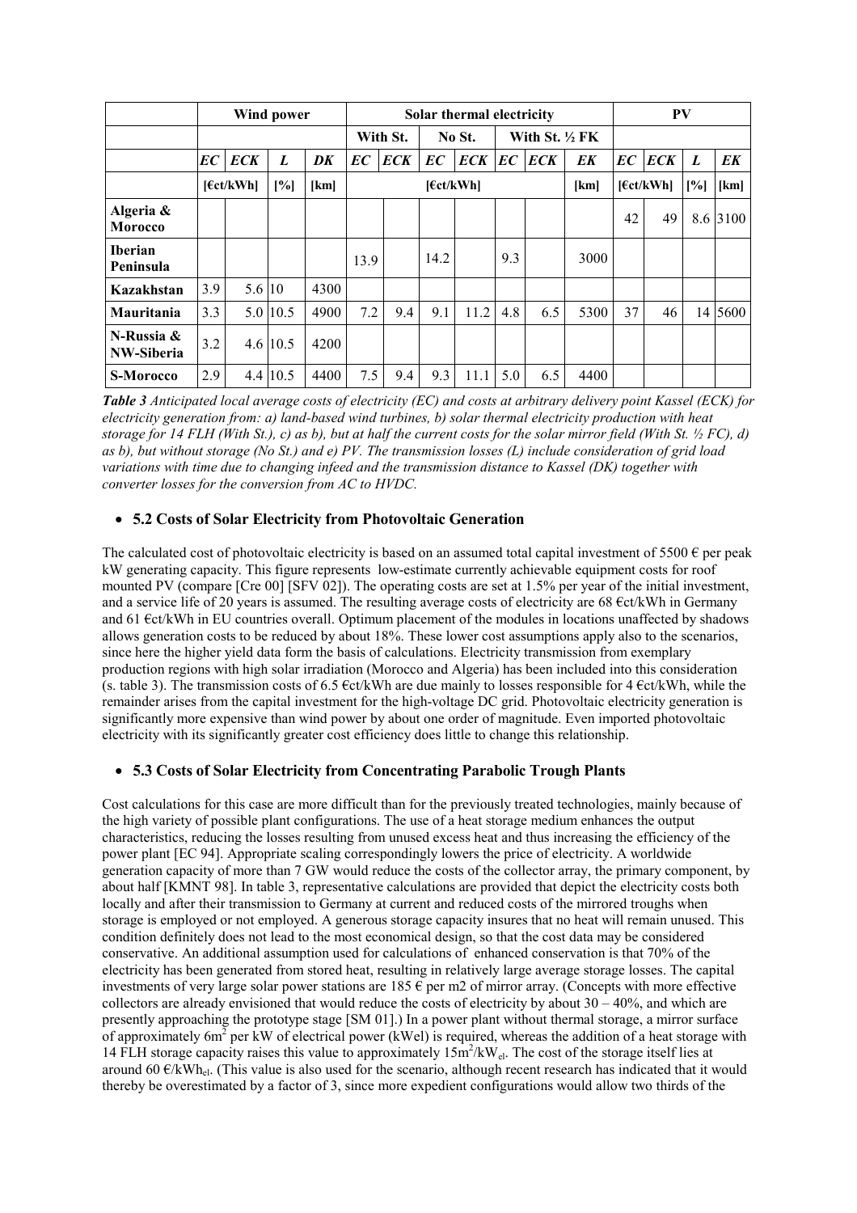| | Wind power | | | | Solar thermal electricity | | | | | | | PV | | | |
|---|---|---|---|---|---|---|---|---|---|---|---|---|---|---|---|
| | | | | | With St. | | No St. | | With St. ½ FK | | | | | | |
| | *EC* | *ECK* | *L* | *DK* | *EC* | *ECK* | *EC* | *ECK* | *EC* | *ECK* | *EK* | *EC* | *ECK* | *L* | *EK* |
| | [€ct/kWh] | | [%] | [km] | [€ct/kWh] | | | | | | [km] | [€ct/kWh] | | [%] | [km] |
| **Algeria & Morocco** | | | | | | | | | | | | 42 | 49 | 8.6 | 3100 |
| **Iberian Peninsula** | | | | | 13.9 | | 14.2 | | 9.3 | | 3000 | | | | |
| **Kazakhstan** | 3.9 | 5.6 | 10 | 4300 | | | | | | | | | | | |
| **Mauritania** | 3.3 | 5.0 | 10.5 | 4900 | 7.2 | 9.4 | 9.1 | 11.2 | 4.8 | 6.5 | 5300 | 37 | 46 | 14 | 5600 |
| **N-Russia & NW-Siberia** | 3.2 | 4.6 | 10.5 | 4200 | | | | | | | | | | | |
| **S-Morocco** | 2.9 | 4.4 | 10.5 | 4400 | 7.5 | 9.4 | 9.3 | 11.1 | 5.0 | 6.5 | 4400 | | | | |

***Table 3*** *Anticipated local average costs of electricity (EC) and costs at arbitrary delivery point Kassel (ECK) for electricity generation from: a) land-based wind turbines, b) solar thermal electricity production with heat storage for 14 FLH (With St.), c) as b), but at half the current costs for the solar mirror field (With St. ½ FC), d) as b), but without storage (No St.) and e) PV. The transmission losses (L) include consideration of grid load variations with time due to changing infeed and the transmission distance to Kassel (DK) together with converter losses for the conversion from AC to HVDC.*

- **5.2 Costs of Solar Electricity from Photovoltaic Generation**

The calculated cost of photovoltaic electricity is based on an assumed total capital investment of 5500 € per peak kW generating capacity. This figure represents low-estimate currently achievable equipment costs for roof mounted PV (compare [Cre 00] [SFV 02]). The operating costs are set at 1.5% per year of the initial investment, and a service life of 20 years is assumed. The resulting average costs of electricity are 68 €ct/kWh in Germany and 61 €ct/kWh in EU countries overall. Optimum placement of the modules in locations unaffected by shadows allows generation costs to be reduced by about 18%. These lower cost assumptions apply also to the scenarios, since here the higher yield data form the basis of calculations. Electricity transmission from exemplary production regions with high solar irradiation (Morocco and Algeria) has been included into this consideration (s. table 3). The transmission costs of 6.5 €ct/kWh are due mainly to losses responsible for 4 €ct/kWh, while the remainder arises from the capital investment for the high-voltage DC grid. Photovoltaic electricity generation is significantly more expensive than wind power by about one order of magnitude. Even imported photovoltaic electricity with its significantly greater cost efficiency does little to change this relationship.

- **5.3 Costs of Solar Electricity from Concentrating Parabolic Trough Plants**

Cost calculations for this case are more difficult than for the previously treated technologies, mainly because of the high variety of possible plant configurations. The use of a heat storage medium enhances the output characteristics, reducing the losses resulting from unused excess heat and thus increasing the efficiency of the power plant [EC 94]. Appropriate scaling correspondingly lowers the price of electricity. A worldwide generation capacity of more than 7 GW would reduce the costs of the collector array, the primary component, by about half [KMNT 98]. In table 3, representative calculations are provided that depict the electricity costs both locally and after their transmission to Germany at current and reduced costs of the mirrored troughs when storage is employed or not employed. A generous storage capacity insures that no heat will remain unused. This condition definitely does not lead to the most economical design, so that the cost data may be considered conservative. An additional assumption used for calculations of enhanced conservation is that 70% of the electricity has been generated from stored heat, resulting in relatively large average storage losses. The capital investments of very large solar power stations are 185 € per m2 of mirror array. (Concepts with more effective collectors are already envisioned that would reduce the costs of electricity by about 30 – 40%, and which are presently approaching the prototype stage [SM 01].) In a power plant without thermal storage, a mirror surface of approximately 6m$^2$ per kW of electrical power (kWel) is required, whereas the addition of a heat storage with 14 FLH storage capacity raises this value to approximately 15m$^2$/kW$_{el}$. The cost of the storage itself lies at around 60 €/kWh$_{el}$. (This value is also used for the scenario, although recent research has indicated that it would thereby be overestimated by a factor of 3, since more expedient configurations would allow two thirds of the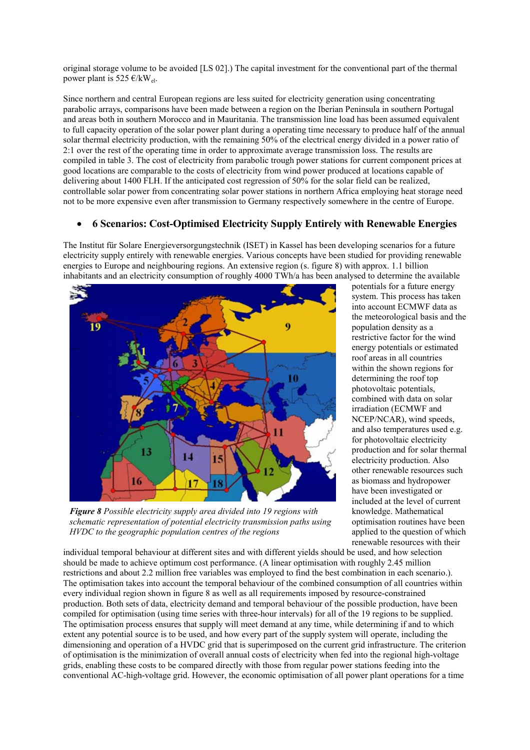original storage volume to be avoided [LS 02].) The capital investment for the conventional part of the thermal power plant is 525 €/kW$_{el}$.

Since northern and central European regions are less suited for electricity generation using concentrating parabolic arrays, comparisons have been made between a region on the Iberian Peninsula in southern Portugal and areas both in southern Morocco and in Mauritania. The transmission line load has been assumed equivalent to full capacity operation of the solar power plant during a operating time necessary to produce half of the annual solar thermal electricity production, with the remaining 50% of the electrical energy divided in a power ratio of 2:1 over the rest of the operating time in order to approximate average transmission loss. The results are compiled in table 3. The cost of electricity from parabolic trough power stations for current component prices at good locations are comparable to the costs of electricity from wind power produced at locations capable of delivering about 1400 FLH. If the anticipated cost regression of 50% for the solar field can be realized, controllable solar power from concentrating solar power stations in northern Africa employing heat storage need not to be more expensive even after transmission to Germany respectively somewhere in the centre of Europe.

- **6 Scenarios: Cost-Optimised Electricity Supply Entirely with Renewable Energies**

The Institut für Solare Energieversorgungstechnik (ISET) in Kassel has been developing scenarios for a future electricity supply entirely with renewable energies. Various concepts have been studied for providing renewable energies to Europe and neighbouring regions. An extensive region (s. figure 8) with approx. 1.1 billion inhabitants and an electricity consumption of roughly 4000 TWh/a has been analysed to determine the available potentials for a future energy system. This process has taken into account ECMWF data as the meteorological basis and the population density as a restrictive factor for the wind energy potentials or estimated roof areas in all countries within the shown regions for determining the roof top photovoltaic potentials, combined with data on solar irradiation (ECMWF and NCEP/NCAR), wind speeds, and also temperatures used e.g. for photovoltaic electricity production and for solar thermal electricity production. Also other renewable resources such as biomass and hydropower have been investigated or included at the level of current knowledge. Mathematical optimisation routines have been applied to the question of which renewable resources with their individual temporal behaviour at different sites and with different yields should be used, and how selection should be made to achieve optimum cost performance. (A linear optimisation with roughly 2.45 million restrictions and about 2.2 million free variables was employed to find the best combination in each scenario.). The optimisation takes into account the temporal behaviour of the combined consumption of all countries within every individual region shown in figure 8 as well as all requirements imposed by resource-constrained production. Both sets of data, electricity demand and temporal behaviour of the possible production, have been compiled for optimisation (using time series with three-hour intervals) for all of the 19 regions to be supplied. The optimisation process ensures that supply will meet demand at any time, while determining if and to which extent any potential source is to be used, and how every part of the supply system will operate, including the dimensioning and operation of a HVDC grid that is superimposed on the current grid infrastructure. The criterion of optimisation is the minimization of overall annual costs of electricity when fed into the regional high-voltage grids, enabling these costs to be compared directly with those from regular power stations feeding into the conventional AC-high-voltage grid. However, the economic optimisation of all power plant operations for a time

***Figure 8*** *Possible electricity supply area divided into 19 regions with schematic representation of potential electricity transmission paths using HVDC to the geographic population centres of the regions*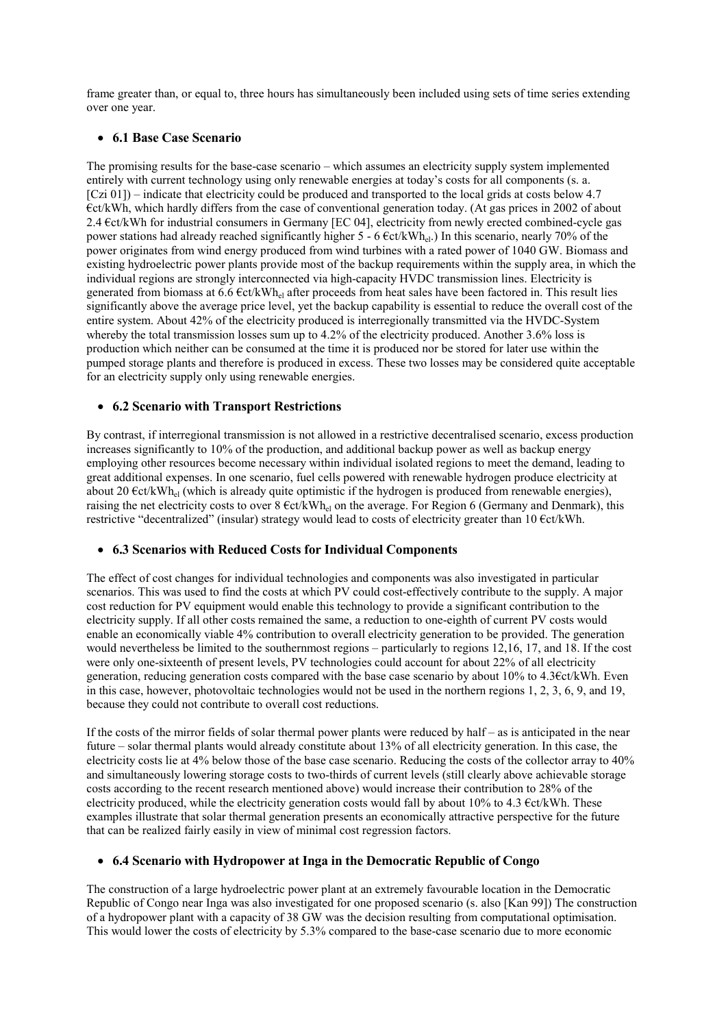frame greater than, or equal to, three hours has simultaneously been included using sets of time series extending over one year.

- **6.1 Base Case Scenario**

The promising results for the base-case scenario – which assumes an electricity supply system implemented entirely with current technology using only renewable energies at today's costs for all components (s. a. [Czi 01]) – indicate that electricity could be produced and transported to the local grids at costs below 4.7 €ct/kWh, which hardly differs from the case of conventional generation today. (At gas prices in 2002 of about 2.4 €ct/kWh for industrial consumers in Germany [EC 04], electricity from newly erected combined-cycle gas power stations had already reached significantly higher 5 - 6 €ct/kWh$_{el}$.) In this scenario, nearly 70% of the power originates from wind energy produced from wind turbines with a rated power of 1040 GW. Biomass and existing hydroelectric power plants provide most of the backup requirements within the supply area, in which the individual regions are strongly interconnected via high-capacity HVDC transmission lines. Electricity is generated from biomass at 6.6 €ct/kWh$_{el}$ after proceeds from heat sales have been factored in. This result lies significantly above the average price level, yet the backup capability is essential to reduce the overall cost of the entire system. About 42% of the electricity produced is interregionally transmitted via the HVDC-System whereby the total transmission losses sum up to 4.2% of the electricity produced. Another 3.6% loss is production which neither can be consumed at the time it is produced nor be stored for later use within the pumped storage plants and therefore is produced in excess. These two losses may be considered quite acceptable for an electricity supply only using renewable energies.

- **6.2 Scenario with Transport Restrictions**

By contrast, if interregional transmission is not allowed in a restrictive decentralised scenario, excess production increases significantly to 10% of the production, and additional backup power as well as backup energy employing other resources become necessary within individual isolated regions to meet the demand, leading to great additional expenses. In one scenario, fuel cells powered with renewable hydrogen produce electricity at about 20 €ct/kWh$_{el}$ (which is already quite optimistic if the hydrogen is produced from renewable energies), raising the net electricity costs to over 8 €ct/kWh$_{el}$ on the average. For Region 6 (Germany and Denmark), this restrictive "decentralized" (insular) strategy would lead to costs of electricity greater than 10 €ct/kWh.

- **6.3 Scenarios with Reduced Costs for Individual Components**

The effect of cost changes for individual technologies and components was also investigated in particular scenarios. This was used to find the costs at which PV could cost-effectively contribute to the supply. A major cost reduction for PV equipment would enable this technology to provide a significant contribution to the electricity supply. If all other costs remained the same, a reduction to one-eighth of current PV costs would enable an economically viable 4% contribution to overall electricity generation to be provided. The generation would nevertheless be limited to the southernmost regions – particularly to regions 12,16, 17, and 18. If the cost were only one-sixteenth of present levels, PV technologies could account for about 22% of all electricity generation, reducing generation costs compared with the base case scenario by about 10% to 4.3€ct/kWh. Even in this case, however, photovoltaic technologies would not be used in the northern regions 1, 2, 3, 6, 9, and 19, because they could not contribute to overall cost reductions.

If the costs of the mirror fields of solar thermal power plants were reduced by half – as is anticipated in the near future – solar thermal plants would already constitute about 13% of all electricity generation. In this case, the electricity costs lie at 4% below those of the base case scenario. Reducing the costs of the collector array to 40% and simultaneously lowering storage costs to two-thirds of current levels (still clearly above achievable storage costs according to the recent research mentioned above) would increase their contribution to 28% of the electricity produced, while the electricity generation costs would fall by about 10% to 4.3 €ct/kWh. These examples illustrate that solar thermal generation presents an economically attractive perspective for the future that can be realized fairly easily in view of minimal cost regression factors.

- **6.4 Scenario with Hydropower at Inga in the Democratic Republic of Congo**

The construction of a large hydroelectric power plant at an extremely favourable location in the Democratic Republic of Congo near Inga was also investigated for one proposed scenario (s. also [Kan 99]) The construction of a hydropower plant with a capacity of 38 GW was the decision resulting from computational optimisation. This would lower the costs of electricity by 5.3% compared to the base-case scenario due to more economic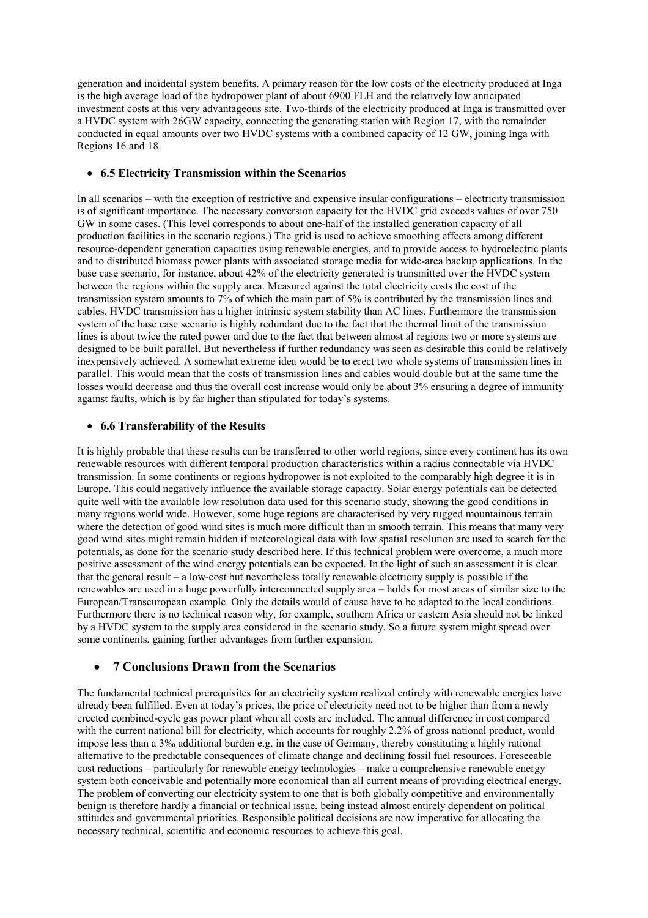generation and incidental system benefits. A primary reason for the low costs of the electricity produced at Inga is the high average load of the hydropower plant of about 6900 FLH and the relatively low anticipated investment costs at this very advantageous site. Two-thirds of the electricity produced at Inga is transmitted over a HVDC system with 26GW capacity, connecting the generating station with Region 17, with the remainder conducted in equal amounts over two HVDC systems with a combined capacity of 12 GW, joining Inga with Regions 16 and 18.

### 6.5 Electricity Transmission within the Scenarios

In all scenarios – with the exception of restrictive and expensive insular configurations – electricity transmission is of significant importance. The necessary conversion capacity for the HVDC grid exceeds values of over 750 GW in some cases. (This level corresponds to about one-half of the installed generation capacity of all production facilities in the scenario regions.) The grid is used to achieve smoothing effects among different resource-dependent generation capacities using renewable energies, and to provide access to hydroelectric plants and to distributed biomass power plants with associated storage media for wide-area backup applications. In the base case scenario, for instance, about 42% of the electricity generated is transmitted over the HVDC system between the regions within the supply area. Measured against the total electricity costs the cost of the transmission system amounts to 7% of which the main part of 5% is contributed by the transmission lines and cables. HVDC transmission has a higher intrinsic system stability than AC lines. Furthermore the transmission system of the base case scenario is highly redundant due to the fact that the thermal limit of the transmission lines is about twice the rated power and due to the fact that between almost al regions two or more systems are designed to be built parallel. But nevertheless if further redundancy was seen as desirable this could be relatively inexpensively achieved. A somewhat extreme idea would be to erect two whole systems of transmission lines in parallel. This would mean that the costs of transmission lines and cables would double but at the same time the losses would decrease and thus the overall cost increase would only be about 3% ensuring a degree of immunity against faults, which is by far higher than stipulated for today's systems.

### 6.6 Transferability of the Results

It is highly probable that these results can be transferred to other world regions, since every continent has its own renewable resources with different temporal production characteristics within a radius connectable via HVDC transmission. In some continents or regions hydropower is not exploited to the comparably high degree it is in Europe. This could negatively influence the available storage capacity. Solar energy potentials can be detected quite well with the available low resolution data used for this scenario study, showing the good conditions in many regions world wide. However, some huge regions are characterised by very rugged mountainous terrain where the detection of good wind sites is much more difficult than in smooth terrain. This means that many very good wind sites might remain hidden if meteorological data with low spatial resolution are used to search for the potentials, as done for the scenario study described here. If this technical problem were overcome, a much more positive assessment of the wind energy potentials can be expected. In the light of such an assessment it is clear that the general result – a low-cost but nevertheless totally renewable electricity supply is possible if the renewables are used in a huge powerfully interconnected supply area – holds for most areas of similar size to the European/Transeuropean example. Only the details would of cause have to be adapted to the local conditions. Furthermore there is no technical reason why, for example, southern Africa or eastern Asia should not be linked by a HVDC system to the supply area considered in the scenario study. So a future system might spread over some continents, gaining further advantages from further expansion.

## 7 Conclusions Drawn from the Scenarios

The fundamental technical prerequisites for an electricity system realized entirely with renewable energies have already been fulfilled. Even at today's prices, the price of electricity need not to be higher than from a newly erected combined-cycle gas power plant when all costs are included. The annual difference in cost compared with the current national bill for electricity, which accounts for roughly 2.2% of gross national product, would impose less than a 3‰ additional burden e.g. in the case of Germany, thereby constituting a highly rational alternative to the predictable consequences of climate change and declining fossil fuel resources. Foreseeable cost reductions – particularly for renewable energy technologies – make a comprehensive renewable energy system both conceivable and potentially more economical than all current means of providing electrical energy. The problem of converting our electricity system to one that is both globally competitive and environmentally benign is therefore hardly a financial or technical issue, being instead almost entirely dependent on political attitudes and governmental priorities. Responsible political decisions are now imperative for allocating the necessary technical, scientific and economic resources to achieve this goal.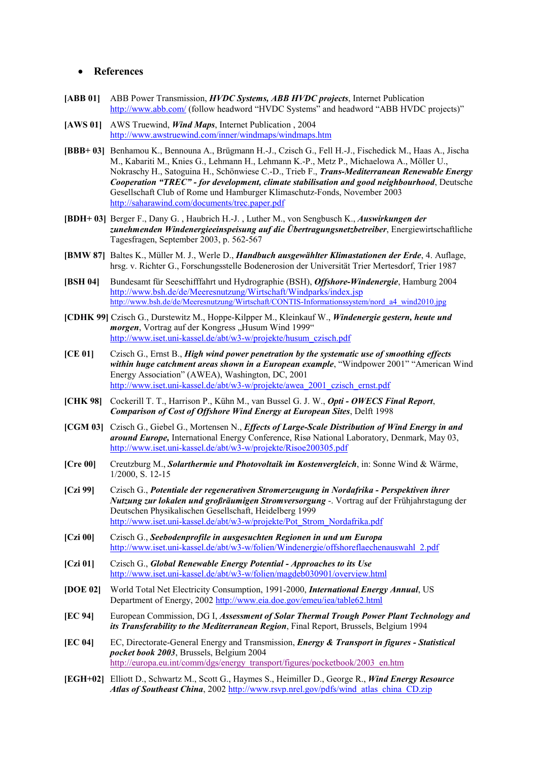- **References**

**[ABB 01]** ABB Power Transmission, ***HVDC Systems, ABB HVDC projects***, Internet Publication http://www.abb.com/ (follow headword "HVDC Systems" and headword "ABB HVDC projects)"

**[AWS 01]** AWS Truewind, ***Wind Maps***, Internet Publication , 2004 http://www.awstruewind.com/inner/windmaps/windmaps.htm

**[BBB+ 03]** Benhamou K., Bennouna A., Brügmann H.-J., Czisch G., Fell H.-J., Fischedick M., Haas A., Jischa M., Kabariti M., Knies G., Lehmann H., Lehmann K.-P., Metz P., Michaelowa A., Möller U., Nokraschy H., Satoguina H., Schönwiese C.-D., Trieb F., ***Trans-Mediterranean Renewable Energy Cooperation "TREC" - for development, climate stabilisation and good neighbourhood***, Deutsche Gesellschaft Club of Rome und Hamburger Klimaschutz-Fonds, November 2003 http://saharawind.com/documents/trec.paper.pdf

**[BDH+ 03]** Berger F., Dany G. , Haubrich H.-J. , Luther M., von Sengbusch K., ***Auswirkungen der zunehmenden Windenergieeinspeisung auf die Übertragungsnetzbetreiber***, Energiewirtschaftliche Tagesfragen, September 2003, p. 562-567

**[BMW 87]** Baltes K., Müller M. J., Werle D., ***Handbuch ausgewählter Klimastationen der Erde***, 4. Auflage, hrsg. v. Richter G., Forschungsstelle Bodenerosion der Universität Trier Mertesdorf, Trier 1987

**[BSH 04]** Bundesamt für Seeschifffahrt und Hydrographie (BSH), ***Offshore-Windenergie***, Hamburg 2004 http://www.bsh.de/de/Meeresnutzung/Wirtschaft/Windparks/index.jsp http://www.bsh.de/de/Meeresnutzung/Wirtschaft/CONTIS-Informationssystem/nord_a4_wind2010.jpg

**[CDHK 99]** Czisch G., Durstewitz M., Hoppe-Kilpper M., Kleinkauf W., ***Windenergie gestern, heute und morgen***, Vortrag auf der Kongress „Husum Wind 1999" http://www.iset.uni-kassel.de/abt/w3-w/projekte/husum_czisch.pdf

**[CE 01]** Czisch G., Ernst B., ***High wind power penetration by the systematic use of smoothing effects within huge catchment areas shown in a European example***, "Windpower 2001" "American Wind Energy Association" (AWEA), Washington, DC, 2001 http://www.iset.uni-kassel.de/abt/w3-w/projekte/awea_2001_czisch_ernst.pdf

**[CHK 98]** Cockerill T. T., Harrison P., Kühn M., van Bussel G. J. W., ***Opti - OWECS Final Report, Comparison of Cost of Offshore Wind Energy at European Sites***, Delft 1998

**[CGM 03]** Czisch G., Giebel G., Mortensen N., ***Effects of Large-Scale Distribution of Wind Energy in and around Europe,*** International Energy Conference, Risø National Laboratory, Denmark, May 03, http://www.iset.uni-kassel.de/abt/w3-w/projekte/Risoe200305.pdf

**[Cre 00]** Creutzburg M., ***Solarthermie und Photovoltaik im Kostenvergleich***, in: Sonne Wind & Wärme, 1/2000, S. 12-15

**[Czi 99]** Czisch G., ***Potentiale der regenerativen Stromerzeugung in Nordafrika - Perspektiven ihrer Nutzung zur lokalen und großräumigen Stromversorgung*** -. Vortrag auf der Frühjahrstagung der Deutschen Physikalischen Gesellschaft, Heidelberg 1999 http://www.iset.uni-kassel.de/abt/w3-w/projekte/Pot_Strom_Nordafrika.pdf

**[Czi 00]** Czisch G., ***Seebodenprofile in ausgesuchten Regionen in und um Europa*** http://www.iset.uni-kassel.de/abt/w3-w/folien/Windenergie/offshoreflaechenauswahl_2.pdf

**[Czi 01]** Czisch G., ***Global Renewable Energy Potential - Approaches to its Use*** http://www.iset.uni-kassel.de/abt/w3-w/folien/magdeb030901/overview.html

**[DOE 02]** World Total Net Electricity Consumption, 1991-2000, ***International Energy Annual***, US Department of Energy, 2002 http://www.eia.doe.gov/emeu/iea/table62.html

**[EC 94]** European Commission, DG I, ***Assessment of Solar Thermal Trough Power Plant Technology and its Transferability to the Mediterranean Region***, Final Report, Brussels, Belgium 1994

**[EC 04]** EC, Directorate-General Energy and Transmission, ***Energy & Transport in figures - Statistical pocket book 2003***, Brussels, Belgium 2004 http://europa.eu.int/comm/dgs/energy_transport/figures/pocketbook/2003_en.htm

**[EGH+02]** Elliott D., Schwartz M., Scott G., Haymes S., Heimiller D., George R., ***Wind Energy Resource Atlas of Southeast China***, 2002 http://www.rsvp.nrel.gov/pdfs/wind_atlas_china_CD.zip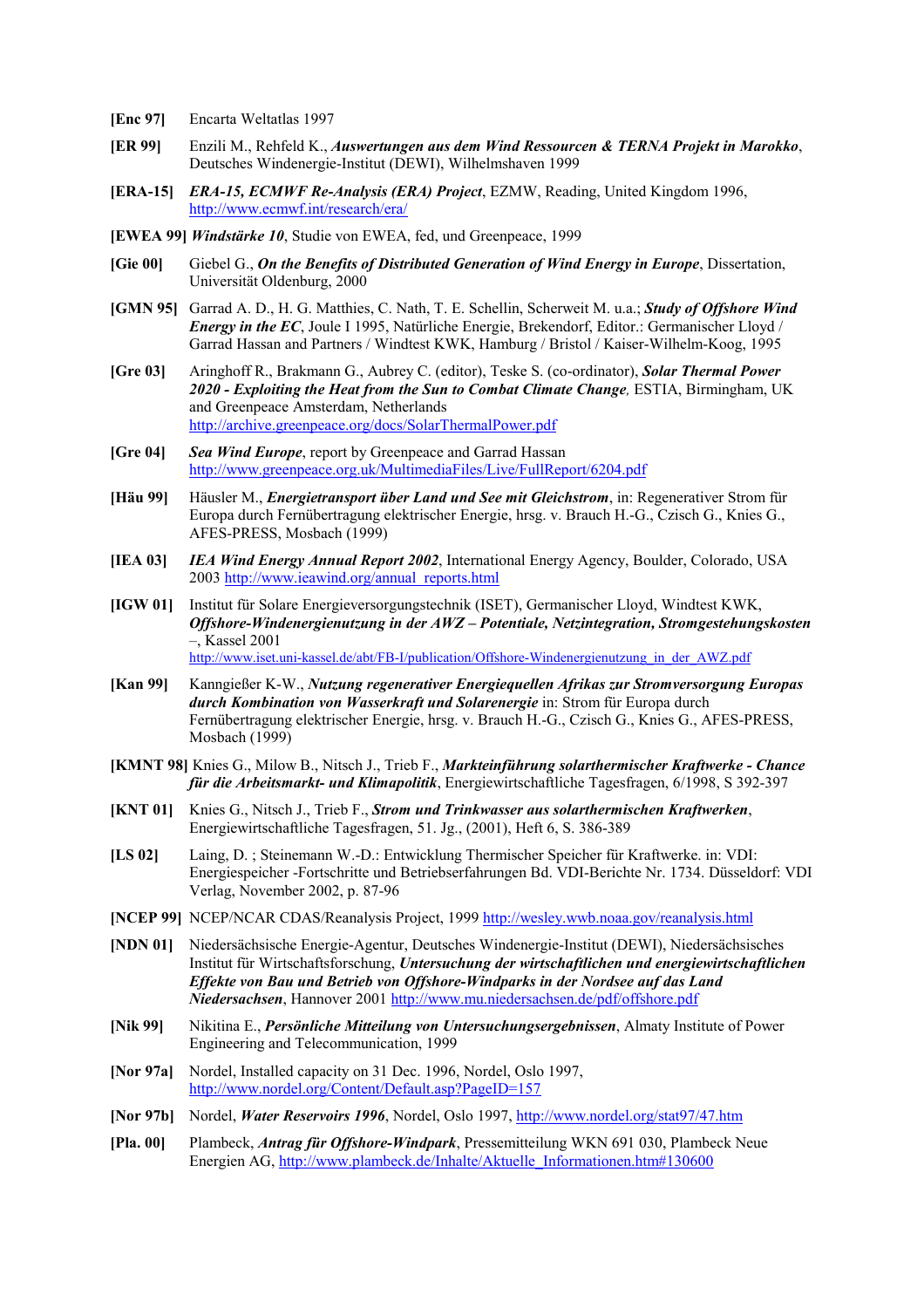**[Enc 97]** Encarta Weltatlas 1997

**[ER 99]** Enzili M., Rehfeld K., ***Auswertungen aus dem Wind Ressourcen & TERNA Projekt in Marokko***, Deutsches Windenergie-Institut (DEWI), Wilhelmshaven 1999

**[ERA-15]** ***ERA-15, ECMWF Re-Analysis (ERA) Project***, EZMW, Reading, United Kingdom 1996, http://www.ecmwf.int/research/era/

**[EWEA 99]** ***Windstärke 10***, Studie von EWEA, fed, und Greenpeace, 1999

**[Gie 00]** Giebel G., ***On the Benefits of Distributed Generation of Wind Energy in Europe***, Dissertation, Universität Oldenburg, 2000

**[GMN 95]** Garrad A. D., H. G. Matthies, C. Nath, T. E. Schellin, Scherweit M. u.a.; ***Study of Offshore Wind Energy in the EC***, Joule I 1995, Natürliche Energie, Brekendorf, Editor.: Germanischer Lloyd / Garrad Hassan and Partners / Windtest KWK, Hamburg / Bristol / Kaiser-Wilhelm-Koog, 1995

**[Gre 03]** Aringhoff R., Brakmann G., Aubrey C. (editor), Teske S. (co-ordinator), ***Solar Thermal Power 2020 - Exploiting the Heat from the Sun to Combat Climate Change***, ESTIA, Birmingham, UK and Greenpeace Amsterdam, Netherlands http://archive.greenpeace.org/docs/SolarThermalPower.pdf

**[Gre 04]** ***Sea Wind Europe***, report by Greenpeace and Garrad Hassan http://www.greenpeace.org.uk/MultimediaFiles/Live/FullReport/6204.pdf

**[Häu 99]** Häusler M., ***Energietransport über Land und See mit Gleichstrom***, in: Regenerativer Strom für Europa durch Fernübertragung elektrischer Energie, hrsg. v. Brauch H.-G., Czisch G., Knies G., AFES-PRESS, Mosbach (1999)

**[IEA 03]** ***IEA Wind Energy Annual Report 2002***, International Energy Agency, Boulder, Colorado, USA 2003 http://www.ieawind.org/annual_reports.html

**[IGW 01]** Institut für Solare Energieversorgungstechnik (ISET), Germanischer Lloyd, Windtest KWK, ***Offshore-Windenergienutzung in der AWZ – Potentiale, Netzintegration, Stromgestehungskosten*** –, Kassel 2001 http://www.iset.uni-kassel.de/abt/FB-I/publication/Offshore-Windenergienutzung_in_der_AWZ.pdf

**[Kan 99]** Kanngießer K-W., ***Nutzung regenerativer Energiequellen Afrikas zur Stromversorgung Europas durch Kombination von Wasserkraft und Solarenergie*** in: Strom für Europa durch Fernübertragung elektrischer Energie, hrsg. v. Brauch H.-G., Czisch G., Knies G., AFES-PRESS, Mosbach (1999)

**[KMNT 98]** Knies G., Milow B., Nitsch J., Trieb F., ***Markteinführung solarthermischer Kraftwerke - Chance für die Arbeitsmarkt- und Klimapolitik***, Energiewirtschaftliche Tagesfragen, 6/1998, S 392-397

**[KNT 01]** Knies G., Nitsch J., Trieb F., ***Strom und Trinkwasser aus solarthermischen Kraftwerken***, Energiewirtschaftliche Tagesfragen, 51. Jg., (2001), Heft 6, S. 386-389

**[LS 02]** Laing, D. ; Steinemann W.-D.: Entwicklung Thermischer Speicher für Kraftwerke. in: VDI: Energiespeicher -Fortschritte und Betriebserfahrungen Bd. VDI-Berichte Nr. 1734. Düsseldorf: VDI Verlag, November 2002, p. 87-96

**[NCEP 99]** NCEP/NCAR CDAS/Reanalysis Project, 1999 http://wesley.wwb.noaa.gov/reanalysis.html

**[NDN 01]** Niedersächsische Energie-Agentur, Deutsches Windenergie-Institut (DEWI), Niedersächsisches Institut für Wirtschaftsforschung, ***Untersuchung der wirtschaftlichen und energiewirtschaftlichen Effekte von Bau und Betrieb von Offshore-Windparks in der Nordsee auf das Land Niedersachsen***, Hannover 2001 http://www.mu.niedersachsen.de/pdf/offshore.pdf

**[Nik 99]** Nikitina E., ***Persönliche Mitteilung von Untersuchungsergebnissen***, Almaty Institute of Power Engineering and Telecommunication, 1999

**[Nor 97a]** Nordel, Installed capacity on 31 Dec. 1996, Nordel, Oslo 1997, http://www.nordel.org/Content/Default.asp?PageID=157

**[Nor 97b]** Nordel, ***Water Reservoirs 1996***, Nordel, Oslo 1997, http://www.nordel.org/stat97/47.htm

**[Pla. 00]** Plambeck, ***Antrag für Offshore-Windpark***, Pressemitteilung WKN 691 030, Plambeck Neue Energien AG, http://www.plambeck.de/Inhalte/Aktuelle_Informationen.htm#130600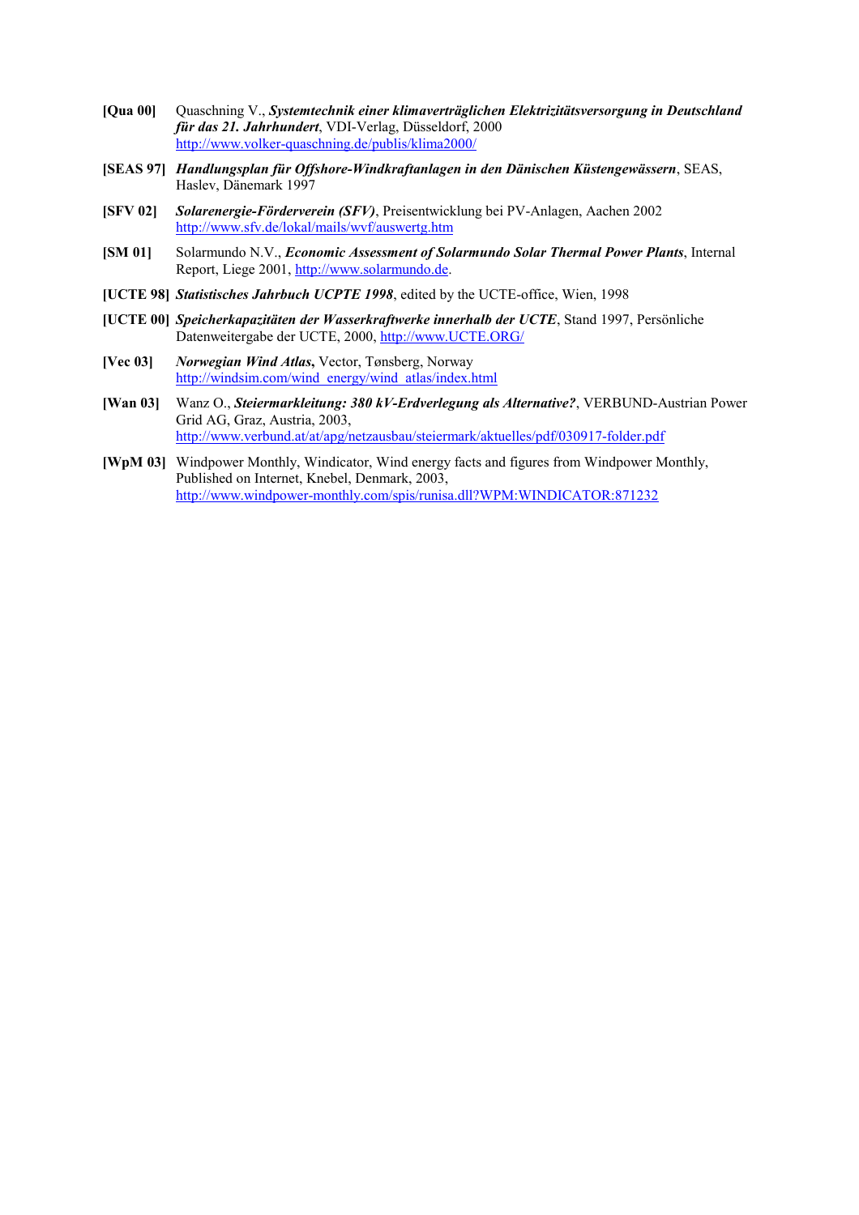**[Qua 00]** Quaschning V., ***Systemtechnik einer klimaverträglichen Elektrizitätsversorgung in Deutschland für das 21. Jahrhundert***, VDI-Verlag, Düsseldorf, 2000 http://www.volker-quaschning.de/publis/klima2000/

**[SEAS 97]** ***Handlungsplan für Offshore-Windkraftanlagen in den Dänischen Küstengewässern***, SEAS, Haslev, Dänemark 1997

**[SFV 02]** ***Solarenergie-Förderverein (SFV)***, Preisentwicklung bei PV-Anlagen, Aachen 2002 http://www.sfv.de/lokal/mails/wvf/auswertg.htm

**[SM 01]** Solarmundo N.V., ***Economic Assessment of Solarmundo Solar Thermal Power Plants***, Internal Report, Liege 2001, http://www.solarmundo.de.

**[UCTE 98]** ***Statistisches Jahrbuch UCPTE 1998***, edited by the UCTE-office, Wien, 1998

**[UCTE 00]** ***Speicherkapazitäten der Wasserkraftwerke innerhalb der UCTE***, Stand 1997, Persönliche Datenweitergabe der UCTE, 2000, http://www.UCTE.ORG/

**[Vec 03]** ***Norwegian Wind Atlas*****,** Vector, Tønsberg, Norway http://windsim.com/wind_energy/wind_atlas/index.html

**[Wan 03]** Wanz O., ***Steiermarkleitung: 380 kV-Erdverlegung als Alternative?***, VERBUND-Austrian Power Grid AG, Graz, Austria, 2003, http://www.verbund.at/at/apg/netzausbau/steiermark/aktuelles/pdf/030917-folder.pdf

**[WpM 03]** Windpower Monthly, Windicator, Wind energy facts and figures from Windpower Monthly, Published on Internet, Knebel, Denmark, 2003, http://www.windpower-monthly.com/spis/runisa.dll?WPM:WINDICATOR:871232